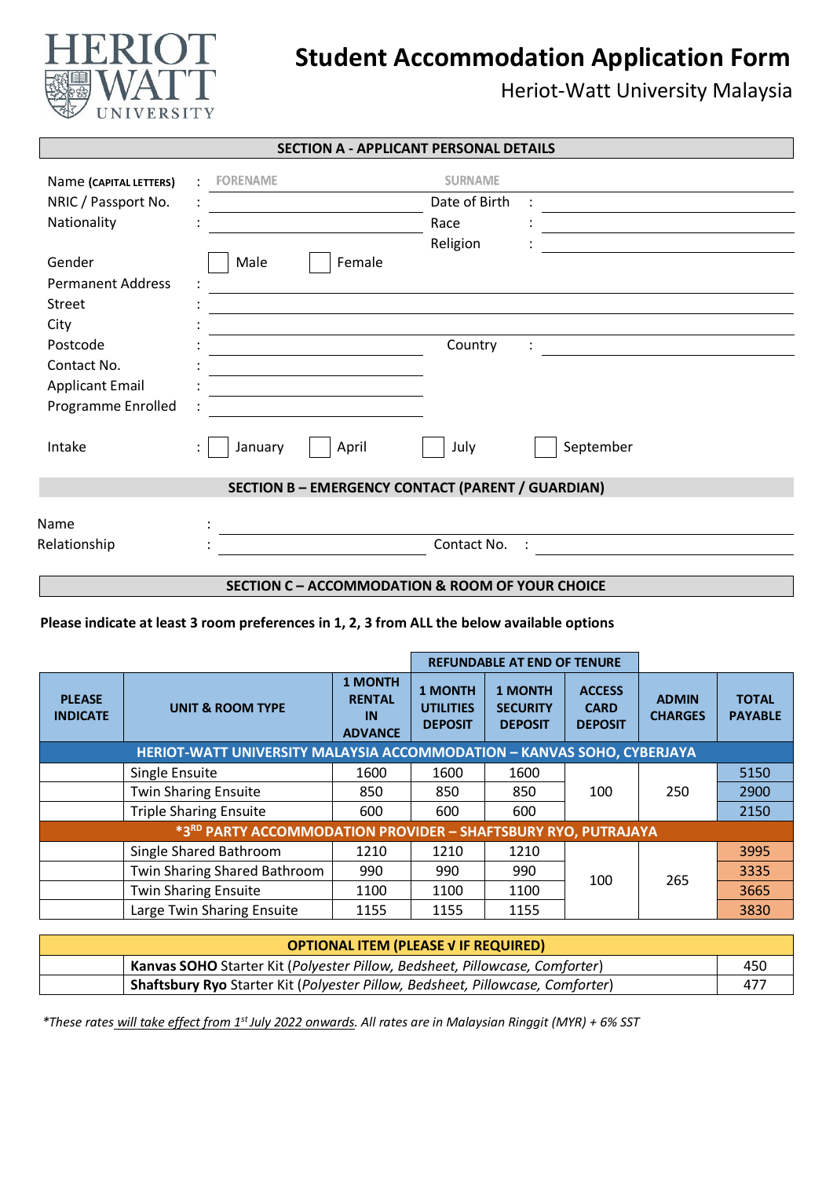# Student Accommodation Application Form

## Heriot-Watt University Malaysia

### SECTION A - APPLICANT PERSONAL DETAILS

Name (CAPITAL LETTERS) : FORENAME ____________ SURNAME ____________

NRIC / Passport No. : ____________ Date of Birth : ____________

Nationality : ____________ Race : ____________

Religion : ____________

Gender ☐ Male ☐ Female

Permanent Address :

Street : ____________

City : ____________

Postcode : ____________ Country : ____________

Contact No. : ____________

Applicant Email : ____________

Programme Enrolled : ____________

Intake : ☐ January ☐ April ☐ July ☐ September

### SECTION B – EMERGENCY CONTACT (PARENT / GUARDIAN)

Name : ____________

Relationship : ____________ Contact No. : ____________

### SECTION C – ACCOMMODATION & ROOM OF YOUR CHOICE

**Please indicate at least 3 room preferences in 1, 2, 3 from ALL the below available options**

| PLEASE INDICATE | UNIT & ROOM TYPE | 1 MONTH RENTAL IN ADVANCE | REFUNDABLE AT END OF TENURE: 1 MONTH UTILITIES DEPOSIT | REFUNDABLE AT END OF TENURE: 1 MONTH SECURITY DEPOSIT | REFUNDABLE AT END OF TENURE: ACCESS CARD DEPOSIT | ADMIN CHARGES | TOTAL PAYABLE |
|---|---|---|---|---|---|---|---|
| **HERIOT-WATT UNIVERSITY MALAYSIA ACCOMMODATION – KANVAS SOHO, CYBERJAYA** | | | | | | | |
| | Single Ensuite | 1600 | 1600 | 1600 | 100 | 250 | 5150 |
| | Twin Sharing Ensuite | 850 | 850 | 850 | 100 | 250 | 2900 |
| | Triple Sharing Ensuite | 600 | 600 | 600 | 100 | 250 | 2150 |
| **\*3RD PARTY ACCOMMODATION PROVIDER – SHAFTSBURY RYO, PUTRAJAYA** | | | | | | | |
| | Single Shared Bathroom | 1210 | 1210 | 1210 | 100 | 265 | 3995 |
| | Twin Sharing Shared Bathroom | 990 | 990 | 990 | 100 | 265 | 3335 |
| | Twin Sharing Ensuite | 1100 | 1100 | 1100 | 100 | 265 | 3665 |
| | Large Twin Sharing Ensuite | 1155 | 1155 | 1155 | 100 | 265 | 3830 |

| OPTIONAL ITEM (PLEASE √ IF REQUIRED) | | |
|---|---|---|
| | **Kanvas SOHO** Starter Kit (*Polyester Pillow, Bedsheet, Pillowcase, Comforter*) | 450 |
| | **Shaftsbury Ryo** Starter Kit (*Polyester Pillow, Bedsheet, Pillowcase, Comforter*) | 477 |

*\*These rates <u>will take effect from 1st July 2022 onwards</u>. All rates are in Malaysian Ringgit (MYR) + 6% SST*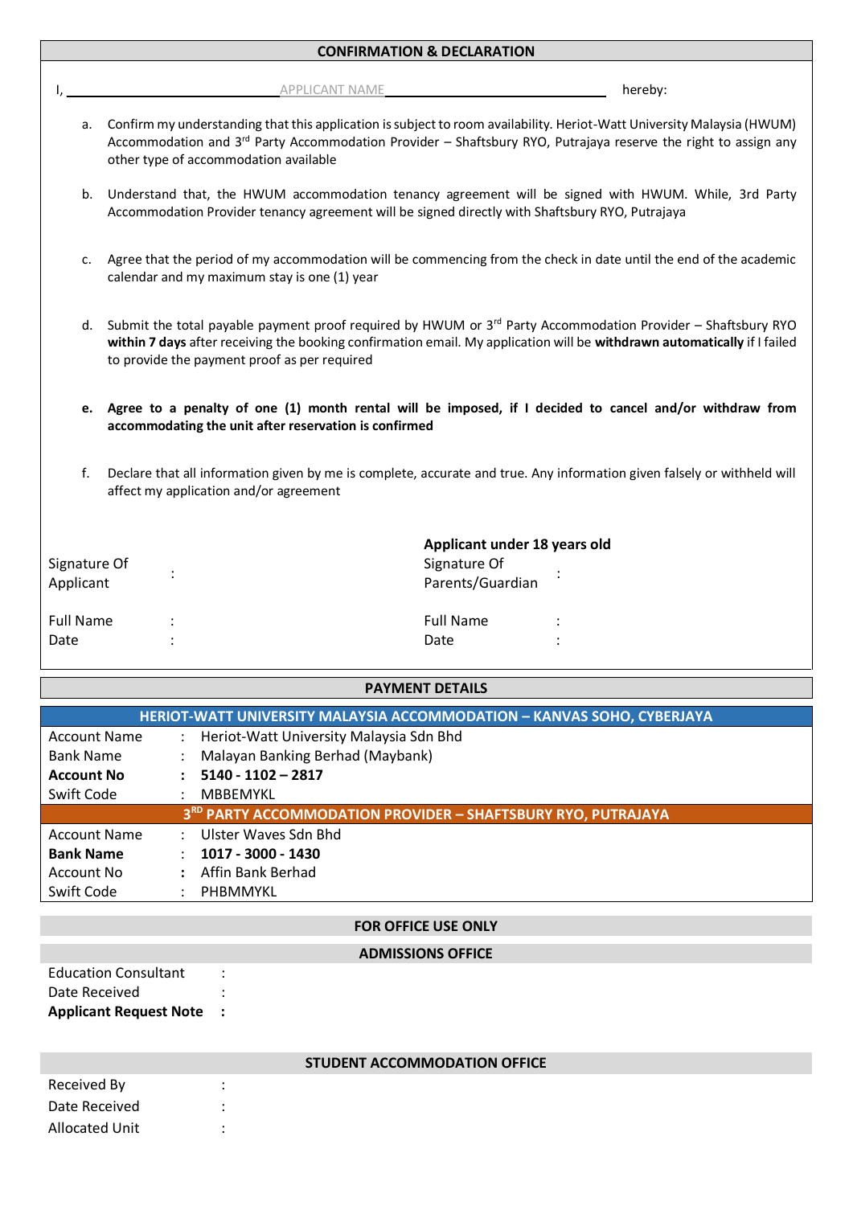## CONFIRMATION & DECLARATION

I, \_\_\_\_\_\_\_\_\_\_\_\_\_\_\_\_ APPLICANT NAME \_\_\_\_\_\_\_\_\_\_\_\_\_\_\_\_ hereby:

a. Confirm my understanding that this application is subject to room availability. Heriot-Watt University Malaysia (HWUM) Accommodation and 3rd Party Accommodation Provider – Shaftsbury RYO, Putrajaya reserve the right to assign any other type of accommodation available

b. Understand that, the HWUM accommodation tenancy agreement will be signed with HWUM. While, 3rd Party Accommodation Provider tenancy agreement will be signed directly with Shaftsbury RYO, Putrajaya

c. Agree that the period of my accommodation will be commencing from the check in date until the end of the academic calendar and my maximum stay is one (1) year

d. Submit the total payable payment proof required by HWUM or 3rd Party Accommodation Provider – Shaftsbury RYO **within 7 days** after receiving the booking confirmation email. My application will be **withdrawn automatically** if I failed to provide the payment proof as per required

**e. Agree to a penalty of one (1) month rental will be imposed, if I decided to cancel and/or withdraw from accommodating the unit after reservation is confirmed**

f. Declare that all information given by me is complete, accurate and true. Any information given falsely or withheld will affect my application and/or agreement

| | | | |
|---|---|---|---|
| | | **Applicant under 18 years old** | |
| Signature Of Applicant | : | Signature Of Parents/Guardian | : |
| Full Name | : | Full Name | : |
| Date | : | Date | : |

## PAYMENT DETAILS

| | | |
|---|---|---|
| **HERIOT-WATT UNIVERSITY MALAYSIA ACCOMMODATION – KANVAS SOHO, CYBERJAYA** | | |
| Account Name | : | Heriot-Watt University Malaysia Sdn Bhd |
| Bank Name | : | Malayan Banking Berhad (Maybank) |
| **Account No** | **:** | **5140 - 1102 – 2817** |
| Swift Code | : | MBBEMYKL |
| **3RD PARTY ACCOMMODATION PROVIDER – SHAFTSBURY RYO, PUTRAJAYA** | | |
| Account Name | : | Ulster Waves Sdn Bhd |
| **Bank Name** | : | **1017 - 3000 - 1430** |
| Account No | **:** | Affin Bank Berhad |
| Swift Code | : | PHBMMYKL |

## FOR OFFICE USE ONLY

### ADMISSIONS OFFICE

Education Consultant :

Date Received :

**Applicant Request Note :**

### STUDENT ACCOMMODATION OFFICE

Received By :

Date Received :

Allocated Unit :